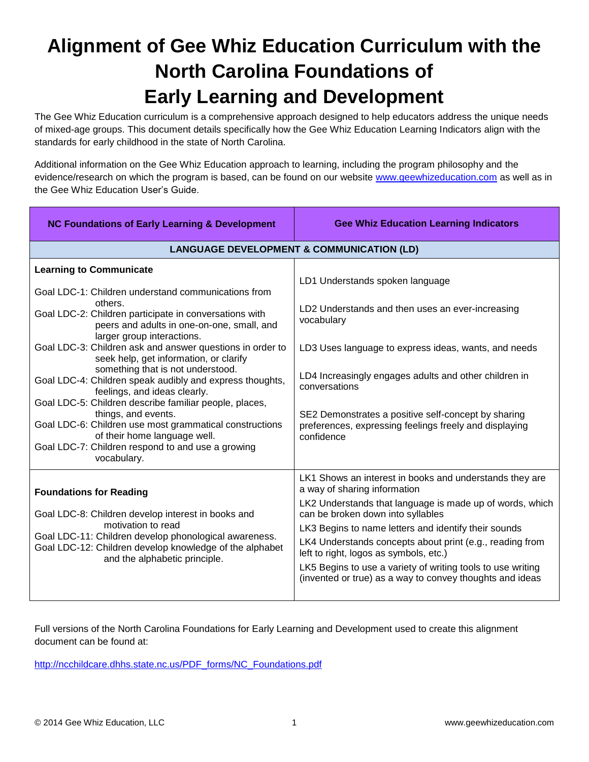# Alignment of Gee Whiz Education Curriculum with the North Carolina Foundations of Early Learning and Development

The Gee Whiz Education curriculum is a comprehensive approach designed to help educators address the unique needs of mixed-age groups. This document details specifically how the Gee Whiz Education Learning Indicators align with the standards for early childhood in the state of North Carolina.

Additional information on the Gee Whiz Education approach to learning, including the program philosophy and the evidence/research on which the program is based, can be found on our website www.geewhizeducation.com as well as in the Gee Whiz Education User's Guide.

| NC Foundations of Early Learning & Development | Gee Whiz Education Learning Indicators |
|---|---|
| **LANGUAGE DEVELOPMENT & COMMUNICATION (LD)** | |
| **Learning to Communicate**<br><br>Goal LDC-1: Children understand communications from others.<br>Goal LDC-2: Children participate in conversations with peers and adults in one-on-one, small, and larger group interactions.<br>Goal LDC-3: Children ask and answer questions in order to seek help, get information, or clarify something that is not understood.<br>Goal LDC-4: Children speak audibly and express thoughts, feelings, and ideas clearly.<br>Goal LDC-5: Children describe familiar people, places, things, and events.<br>Goal LDC-6: Children use most grammatical constructions of their home language well.<br>Goal LDC-7: Children respond to and use a growing vocabulary. | LD1 Understands spoken language<br><br>LD2 Understands and then uses an ever-increasing vocabulary<br><br>LD3 Uses language to express ideas, wants, and needs<br><br>LD4 Increasingly engages adults and other children in conversations<br><br>SE2 Demonstrates a positive self-concept by sharing preferences, expressing feelings freely and displaying confidence |
| **Foundations for Reading**<br><br>Goal LDC-8: Children develop interest in books and motivation to read<br>Goal LDC-11: Children develop phonological awareness.<br>Goal LDC-12: Children develop knowledge of the alphabet and the alphabetic principle. | LK1 Shows an interest in books and understands they are a way of sharing information<br>LK2 Understands that language is made up of words, which can be broken down into syllables<br>LK3 Begins to name letters and identify their sounds<br>LK4 Understands concepts about print (e.g., reading from left to right, logos as symbols, etc.)<br>LK5 Begins to use a variety of writing tools to use writing (invented or true) as a way to convey thoughts and ideas |

Full versions of the North Carolina Foundations for Early Learning and Development used to create this alignment document can be found at:

http://ncchildcare.dhhs.state.nc.us/PDF_forms/NC_Foundations.pdf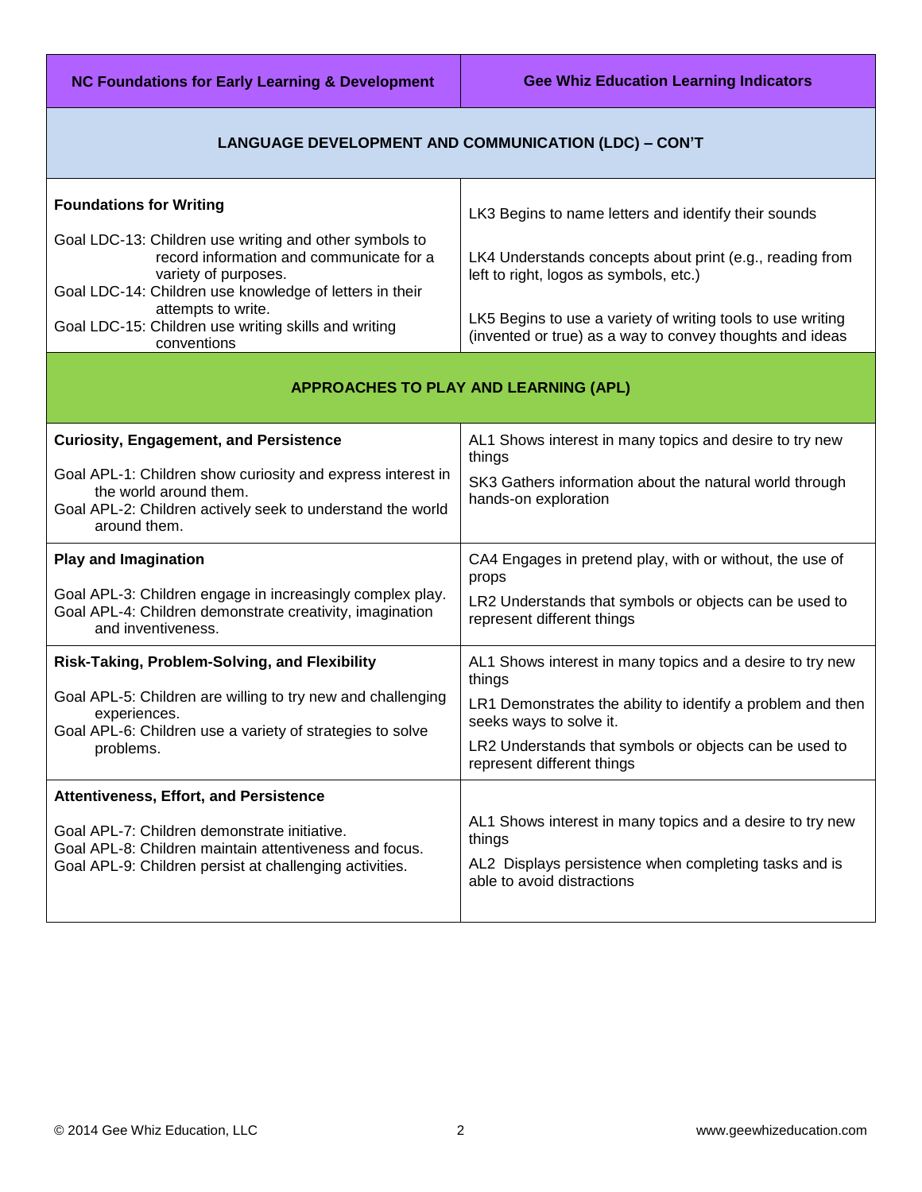| NC Foundations for Early Learning & Development | Gee Whiz Education Learning Indicators |
|---|---|
| **LANGUAGE DEVELOPMENT AND COMMUNICATION (LDC) – CON'T** | |
| **Foundations for Writing**<br><br>Goal LDC-13: Children use writing and other symbols to record information and communicate for a variety of purposes.<br>Goal LDC-14: Children use knowledge of letters in their attempts to write.<br>Goal LDC-15: Children use writing skills and writing conventions | LK3 Begins to name letters and identify their sounds<br><br>LK4 Understands concepts about print (e.g., reading from left to right, logos as symbols, etc.)<br><br>LK5 Begins to use a variety of writing tools to use writing (invented or true) as a way to convey thoughts and ideas |
| **APPROACHES TO PLAY AND LEARNING (APL)** | |
| **Curiosity, Engagement, and Persistence**<br><br>Goal APL-1: Children show curiosity and express interest in the world around them.<br>Goal APL-2: Children actively seek to understand the world around them. | AL1 Shows interest in many topics and desire to try new things<br><br>SK3 Gathers information about the natural world through hands-on exploration |
| **Play and Imagination**<br><br>Goal APL-3: Children engage in increasingly complex play.<br>Goal APL-4: Children demonstrate creativity, imagination and inventiveness. | CA4 Engages in pretend play, with or without, the use of props<br><br>LR2 Understands that symbols or objects can be used to represent different things |
| **Risk-Taking, Problem-Solving, and Flexibility**<br><br>Goal APL-5: Children are willing to try new and challenging experiences.<br>Goal APL-6: Children use a variety of strategies to solve problems. | AL1 Shows interest in many topics and a desire to try new things<br><br>LR1 Demonstrates the ability to identify a problem and then seeks ways to solve it.<br><br>LR2 Understands that symbols or objects can be used to represent different things |
| **Attentiveness, Effort, and Persistence**<br><br>Goal APL-7: Children demonstrate initiative.<br>Goal APL-8: Children maintain attentiveness and focus.<br>Goal APL-9: Children persist at challenging activities. | AL1 Shows interest in many topics and a desire to try new things<br><br>AL2 Displays persistence when completing tasks and is able to avoid distractions |

© 2014 Gee Whiz Education, LLC www.geewhizeducation.com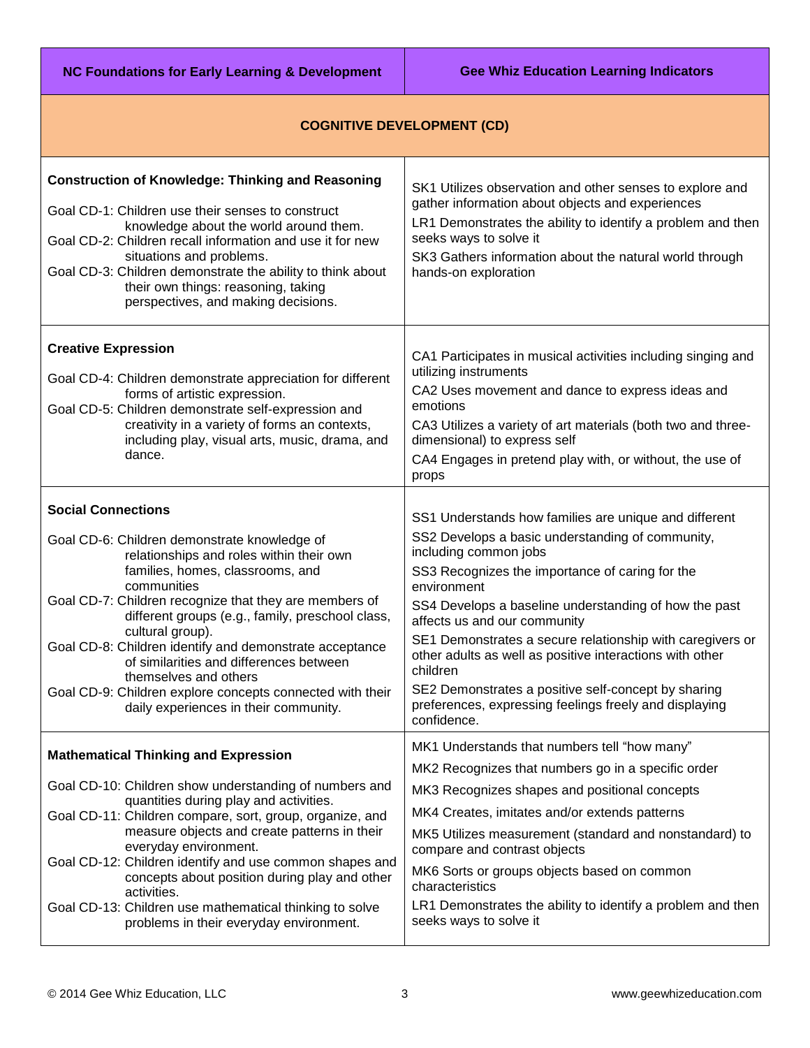| NC Foundations for Early Learning & Development | Gee Whiz Education Learning Indicators |
|---|---|
| **COGNITIVE DEVELOPMENT (CD)** | |
| **Construction of Knowledge: Thinking and Reasoning**<br><br>Goal CD-1: Children use their senses to construct knowledge about the world around them.<br>Goal CD-2: Children recall information and use it for new situations and problems.<br>Goal CD-3: Children demonstrate the ability to think about their own things: reasoning, taking perspectives, and making decisions. | SK1 Utilizes observation and other senses to explore and gather information about objects and experiences<br>LR1 Demonstrates the ability to identify a problem and then seeks ways to solve it<br>SK3 Gathers information about the natural world through hands-on exploration |
| **Creative Expression**<br><br>Goal CD-4: Children demonstrate appreciation for different forms of artistic expression.<br>Goal CD-5: Children demonstrate self-expression and creativity in a variety of forms an contexts, including play, visual arts, music, drama, and dance. | CA1 Participates in musical activities including singing and utilizing instruments<br>CA2 Uses movement and dance to express ideas and emotions<br>CA3 Utilizes a variety of art materials (both two and three-dimensional) to express self<br>CA4 Engages in pretend play with, or without, the use of props |
| **Social Connections**<br><br>Goal CD-6: Children demonstrate knowledge of relationships and roles within their own families, homes, classrooms, and communities<br>Goal CD-7: Children recognize that they are members of different groups (e.g., family, preschool class, cultural group).<br>Goal CD-8: Children identify and demonstrate acceptance of similarities and differences between themselves and others<br>Goal CD-9: Children explore concepts connected with their daily experiences in their community. | SS1 Understands how families are unique and different<br>SS2 Develops a basic understanding of community, including common jobs<br>SS3 Recognizes the importance of caring for the environment<br>SS4 Develops a baseline understanding of how the past affects us and our community<br>SE1 Demonstrates a secure relationship with caregivers or other adults as well as positive interactions with other children<br>SE2 Demonstrates a positive self-concept by sharing preferences, expressing feelings freely and displaying confidence. |
| **Mathematical Thinking and Expression**<br><br>Goal CD-10: Children show understanding of numbers and quantities during play and activities.<br>Goal CD-11: Children compare, sort, group, organize, and measure objects and create patterns in their everyday environment.<br>Goal CD-12: Children identify and use common shapes and concepts about position during play and other activities.<br>Goal CD-13: Children use mathematical thinking to solve problems in their everyday environment. | MK1 Understands that numbers tell "how many"<br>MK2 Recognizes that numbers go in a specific order<br>MK3 Recognizes shapes and positional concepts<br>MK4 Creates, imitates and/or extends patterns<br>MK5 Utilizes measurement (standard and nonstandard) to compare and contrast objects<br>MK6 Sorts or groups objects based on common characteristics<br>LR1 Demonstrates the ability to identify a problem and then seeks ways to solve it |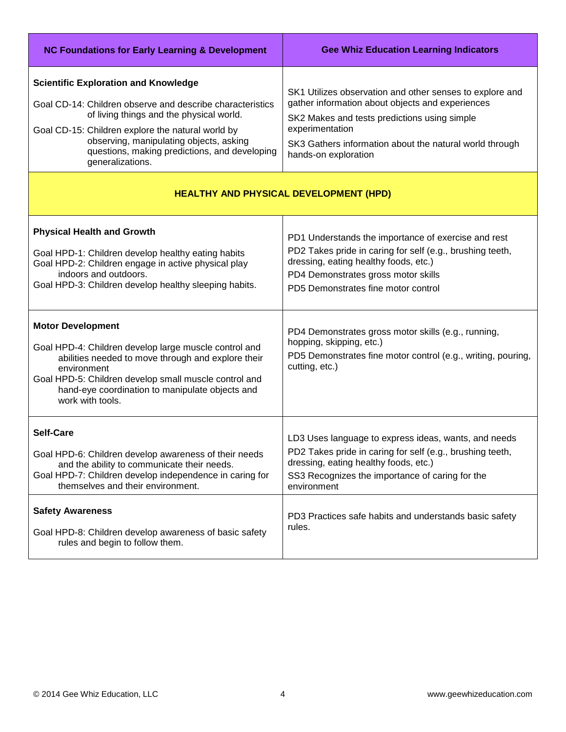| NC Foundations for Early Learning & Development | Gee Whiz Education Learning Indicators |
|---|---|
| **Scientific Exploration and Knowledge**<br><br>Goal CD-14: Children observe and describe characteristics of living things and the physical world.<br>Goal CD-15: Children explore the natural world by observing, manipulating objects, asking questions, making predictions, and developing generalizations. | SK1 Utilizes observation and other senses to explore and gather information about objects and experiences<br>SK2 Makes and tests predictions using simple experimentation<br>SK3 Gathers information about the natural world through hands-on exploration |
| **HEALTHY AND PHYSICAL DEVELOPMENT (HPD)** | |
| **Physical Health and Growth**<br><br>Goal HPD-1: Children develop healthy eating habits<br>Goal HPD-2: Children engage in active physical play indoors and outdoors.<br>Goal HPD-3: Children develop healthy sleeping habits. | PD1 Understands the importance of exercise and rest<br>PD2 Takes pride in caring for self (e.g., brushing teeth, dressing, eating healthy foods, etc.)<br>PD4 Demonstrates gross motor skills<br>PD5 Demonstrates fine motor control |
| **Motor Development**<br><br>Goal HPD-4: Children develop large muscle control and abilities needed to move through and explore their environment<br>Goal HPD-5: Children develop small muscle control and hand-eye coordination to manipulate objects and work with tools. | PD4 Demonstrates gross motor skills (e.g., running, hopping, skipping, etc.)<br>PD5 Demonstrates fine motor control (e.g., writing, pouring, cutting, etc.) |
| **Self-Care**<br><br>Goal HPD-6: Children develop awareness of their needs and the ability to communicate their needs.<br>Goal HPD-7: Children develop independence in caring for themselves and their environment. | LD3 Uses language to express ideas, wants, and needs<br>PD2 Takes pride in caring for self (e.g., brushing teeth, dressing, eating healthy foods, etc.)<br>SS3 Recognizes the importance of caring for the environment |
| **Safety Awareness**<br><br>Goal HPD-8: Children develop awareness of basic safety rules and begin to follow them. | PD3 Practices safe habits and understands basic safety rules. |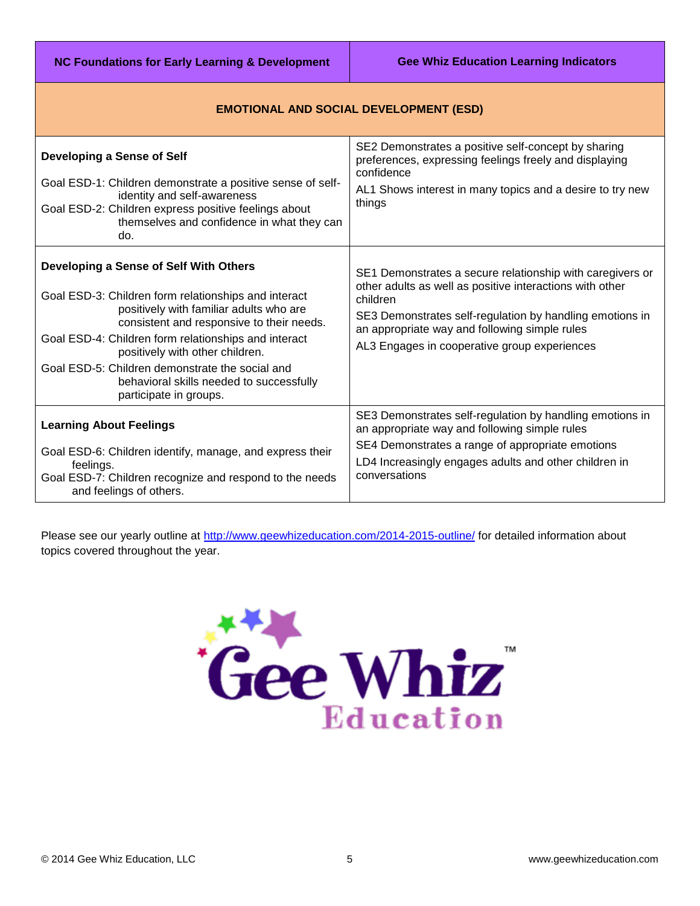| NC Foundations for Early Learning & Development | Gee Whiz Education Learning Indicators |
|---|---|
| **EMOTIONAL AND SOCIAL DEVELOPMENT (ESD)** | |
| **Developing a Sense of Self**<br><br>Goal ESD-1: Children demonstrate a positive sense of self-identity and self-awareness<br>Goal ESD-2: Children express positive feelings about themselves and confidence in what they can do. | SE2 Demonstrates a positive self-concept by sharing preferences, expressing feelings freely and displaying confidence<br><br>AL1 Shows interest in many topics and a desire to try new things |
| **Developing a Sense of Self With Others**<br><br>Goal ESD-3: Children form relationships and interact positively with familiar adults who are consistent and responsive to their needs.<br>Goal ESD-4: Children form relationships and interact positively with other children.<br>Goal ESD-5: Children demonstrate the social and behavioral skills needed to successfully participate in groups. | SE1 Demonstrates a secure relationship with caregivers or other adults as well as positive interactions with other children<br><br>SE3 Demonstrates self-regulation by handling emotions in an appropriate way and following simple rules<br><br>AL3 Engages in cooperative group experiences |
| **Learning About Feelings**<br><br>Goal ESD-6: Children identify, manage, and express their feelings.<br>Goal ESD-7: Children recognize and respond to the needs and feelings of others. | SE3 Demonstrates self-regulation by handling emotions in an appropriate way and following simple rules<br><br>SE4 Demonstrates a range of appropriate emotions<br><br>LD4 Increasingly engages adults and other children in conversations |

Please see our yearly outline at http://www.geewhizeducation.com/2014-2015-outline/ for detailed information about topics covered throughout the year.

Gee Whiz™ Education

© 2014 Gee Whiz Education, LLC www.geewhizeducation.com